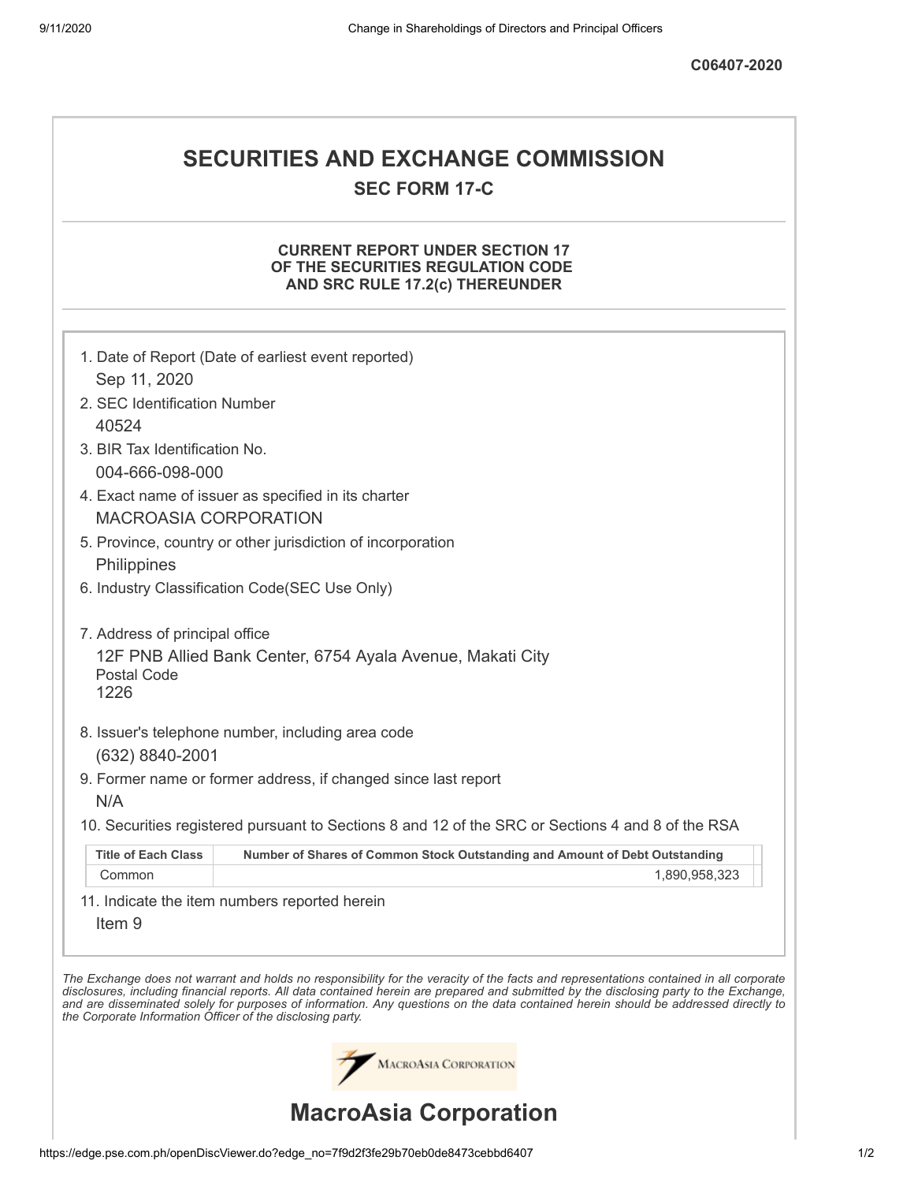C06407-2020

# SECURITIES AND EXCHANGE COMMISSION

## SEC FORM 17-C

### CURRENT REPORT UNDER SECTION 17 OF THE SECURITIES REGULATION CODE AND SRC RULE 17.2(c) THEREUNDER

1. Date of Report (Date of earliest event reported)
   Sep 11, 2020
2. SEC Identification Number
   40524
3. BIR Tax Identification No.
   004-666-098-000
4. Exact name of issuer as specified in its charter
   MACROASIA CORPORATION
5. Province, country or other jurisdiction of incorporation
   Philippines
6. Industry Classification Code(SEC Use Only)

7. Address of principal office
   12F PNB Allied Bank Center, 6754 Ayala Avenue, Makati City
   Postal Code
   1226
8. Issuer's telephone number, including area code
   (632) 8840-2001
9. Former name or former address, if changed since last report
   N/A
10. Securities registered pursuant to Sections 8 and 12 of the SRC or Sections 4 and 8 of the RSA

| Title of Each Class | Number of Shares of Common Stock Outstanding and Amount of Debt Outstanding |
|---|---|
| Common | 1,890,958,323 |

11. Indicate the item numbers reported herein
    Item 9

*The Exchange does not warrant and holds no responsibility for the veracity of the facts and representations contained in all corporate disclosures, including financial reports. All data contained herein are prepared and submitted by the disclosing party to the Exchange, and are disseminated solely for purposes of information. Any questions on the data contained herein should be addressed directly to the Corporate Information Officer of the disclosing party.*

MacroAsia Corporation

# MacroAsia Corporation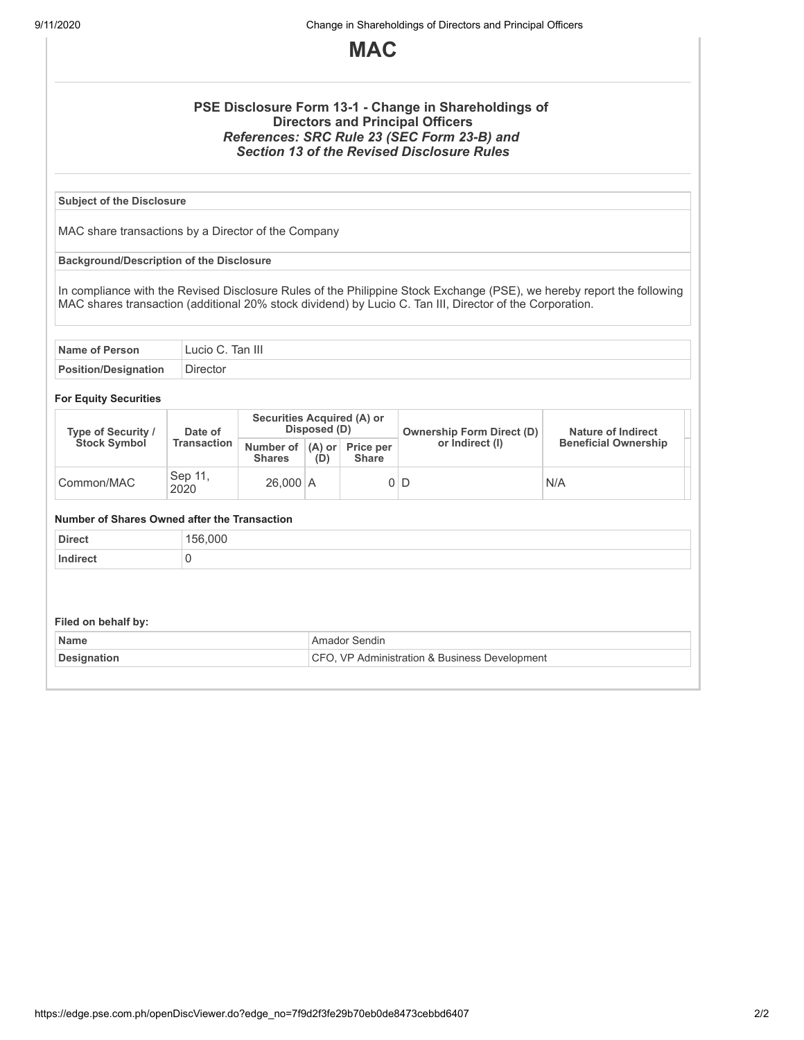# MAC

### PSE Disclosure Form 13-1 - Change in Shareholdings of Directors and Principal Officers

*References: SRC Rule 23 (SEC Form 23-B) and Section 13 of the Revised Disclosure Rules*

| Subject of the Disclosure |
|---|
| MAC share transactions by a Director of the Company |

| Background/Description of the Disclosure |
|---|
| In compliance with the Revised Disclosure Rules of the Philippine Stock Exchange (PSE), we hereby report the following MAC shares transaction (additional 20% stock dividend) by Lucio C. Tan III, Director of the Corporation. |

| | |
|---|---|
| **Name of Person** | Lucio C. Tan III |
| **Position/Designation** | Director |

**For Equity Securities**

| Type of Security / Stock Symbol | Date of Transaction | Securities Acquired (A) or Disposed (D) | | | Ownership Form Direct (D) or Indirect (I) | Nature of Indirect Beneficial Ownership |
|---|---|---|---|---|---|---|
| | | Number of Shares | (A) or (D) | Price per Share | | |
| Common/MAC | Sep 11, 2020 | 26,000 | A | 0 | D | N/A |

**Number of Shares Owned after the Transaction**

| | |
|---|---|
| **Direct** | 156,000 |
| **Indirect** | 0 |

**Filed on behalf by:**

| | |
|---|---|
| **Name** | Amador Sendin |
| **Designation** | CFO, VP Administration & Business Development |